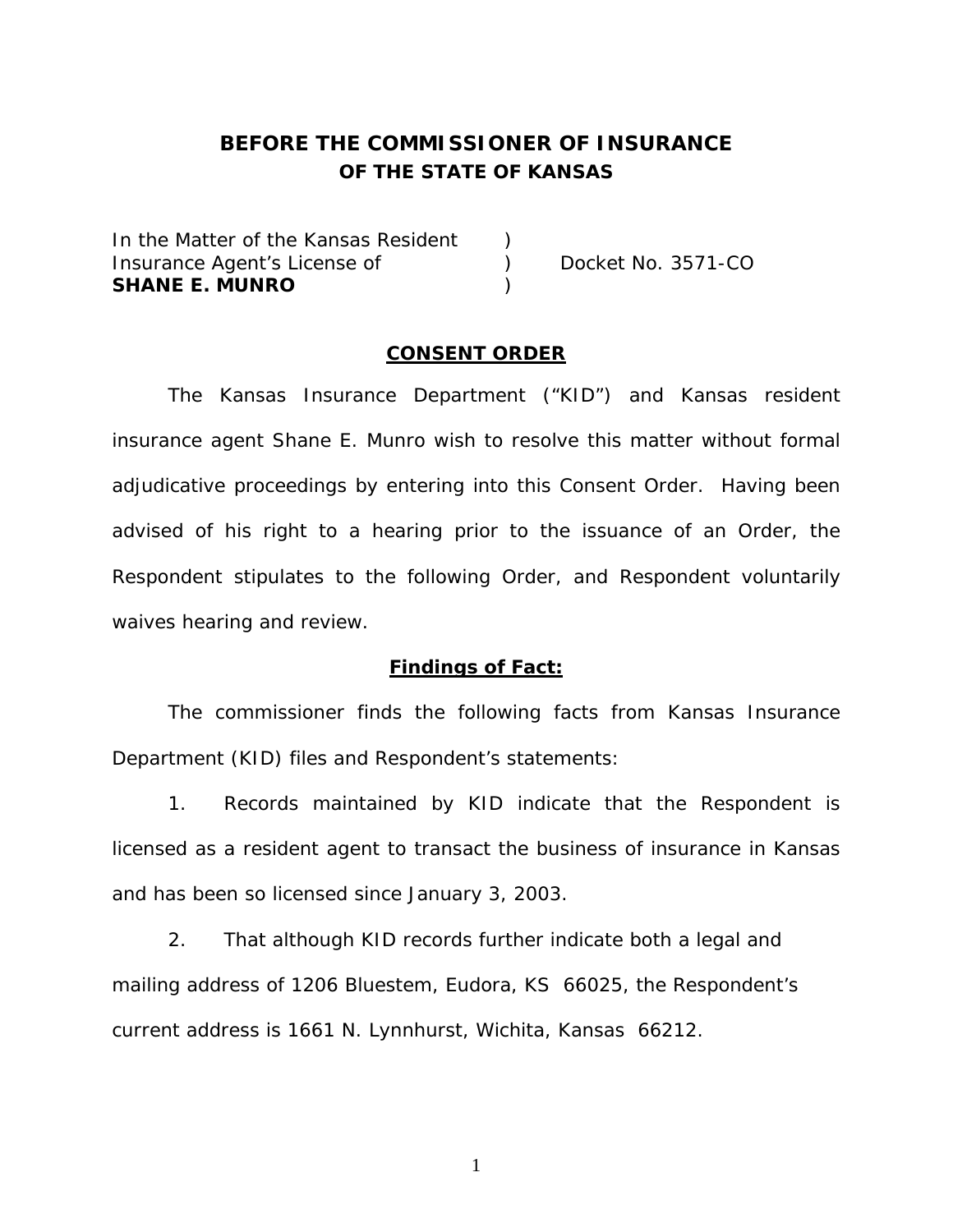# BEFORE THE COMMISSIONER OF INSURANCE
## OF THE STATE OF KANSAS

| | | |
|---|---|---|
| In the Matter of the Kansas Resident | ) | |
| Insurance Agent's License of | ) | Docket No. 3571-CO |
| **SHANE E. MUNRO** | ) | |

## <u>CONSENT ORDER</u>

The Kansas Insurance Department ("KID") and Kansas resident insurance agent Shane E. Munro wish to resolve this matter without formal adjudicative proceedings by entering into this Consent Order. Having been advised of his right to a hearing prior to the issuance of an Order, the Respondent stipulates to the following Order, and Respondent voluntarily waives hearing and review.

### <u>Findings of Fact:</u>

The commissioner finds the following facts from Kansas Insurance Department (KID) files and Respondent's statements:

1. Records maintained by KID indicate that the Respondent is licensed as a resident agent to transact the business of insurance in Kansas and has been so licensed since January 3, 2003.

2. That although KID records further indicate both a legal and mailing address of 1206 Bluestem, Eudora, KS 66025, the Respondent's current address is 1661 N. Lynnhurst, Wichita, Kansas 66212.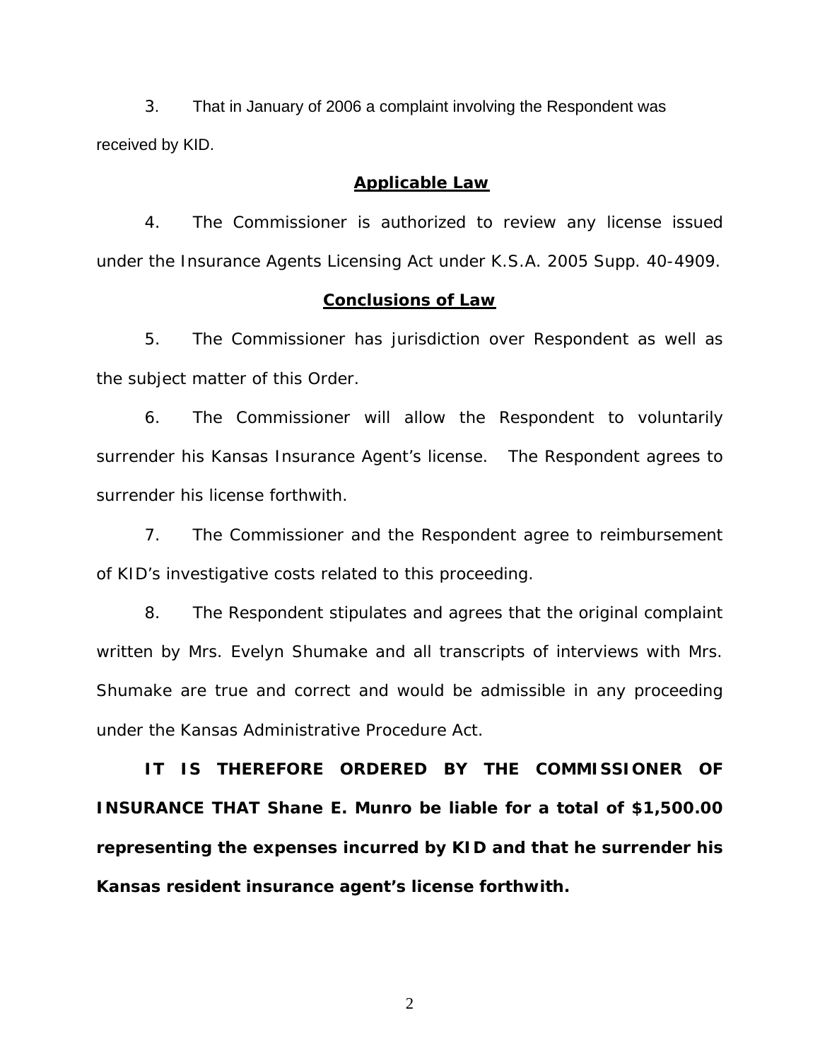3. That in January of 2006 a complaint involving the Respondent was received by KID.

## Applicable Law

4. The Commissioner is authorized to review any license issued under the Insurance Agents Licensing Act under K.S.A. 2005 Supp. 40-4909.

## Conclusions of Law

5. The Commissioner has jurisdiction over Respondent as well as the subject matter of this Order.

6. The Commissioner will allow the Respondent to voluntarily surrender his Kansas Insurance Agent's license. The Respondent agrees to surrender his license forthwith.

7. The Commissioner and the Respondent agree to reimbursement of KID's investigative costs related to this proceeding.

8. The Respondent stipulates and agrees that the original complaint written by Mrs. Evelyn Shumake and all transcripts of interviews with Mrs. Shumake are true and correct and would be admissible in any proceeding under the Kansas Administrative Procedure Act.

**IT IS THEREFORE ORDERED BY THE COMMISSIONER OF INSURANCE THAT Shane E. Munro be liable for a total of $1,500.00 representing the expenses incurred by KID and that he surrender his Kansas resident insurance agent's license forthwith.**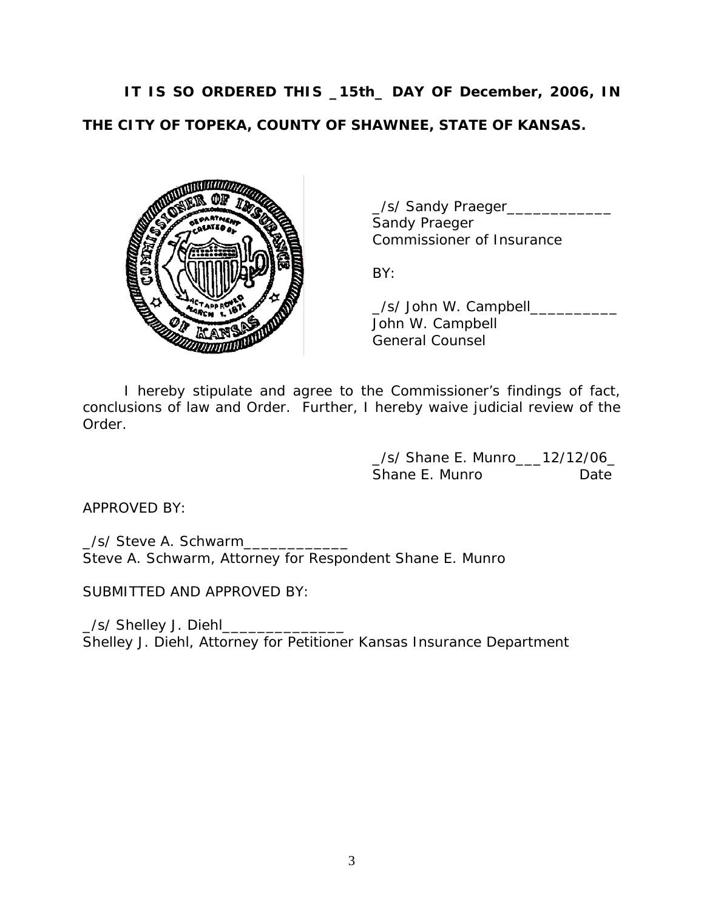**IT IS SO ORDERED THIS _15th_ DAY OF December, 2006, IN THE CITY OF TOPEKA, COUNTY OF SHAWNEE, STATE OF KANSAS.**

_/s/ Sandy Praeger_____________
Sandy Praeger
Commissioner of Insurance

BY:

_/s/ John W. Campbell___________
John W. Campbell
General Counsel

I hereby stipulate and agree to the Commissioner's findings of fact, conclusions of law and Order. Further, I hereby waive judicial review of the Order.

_/s/ Shane E. Munro___12/12/06_
Shane E. Munro Date

APPROVED BY:

_/s/ Steve A. Schwarm_____________
Steve A. Schwarm, Attorney for Respondent Shane E. Munro

SUBMITTED AND APPROVED BY:

_/s/ Shelley J. Diehl_______________
Shelley J. Diehl, Attorney for Petitioner Kansas Insurance Department